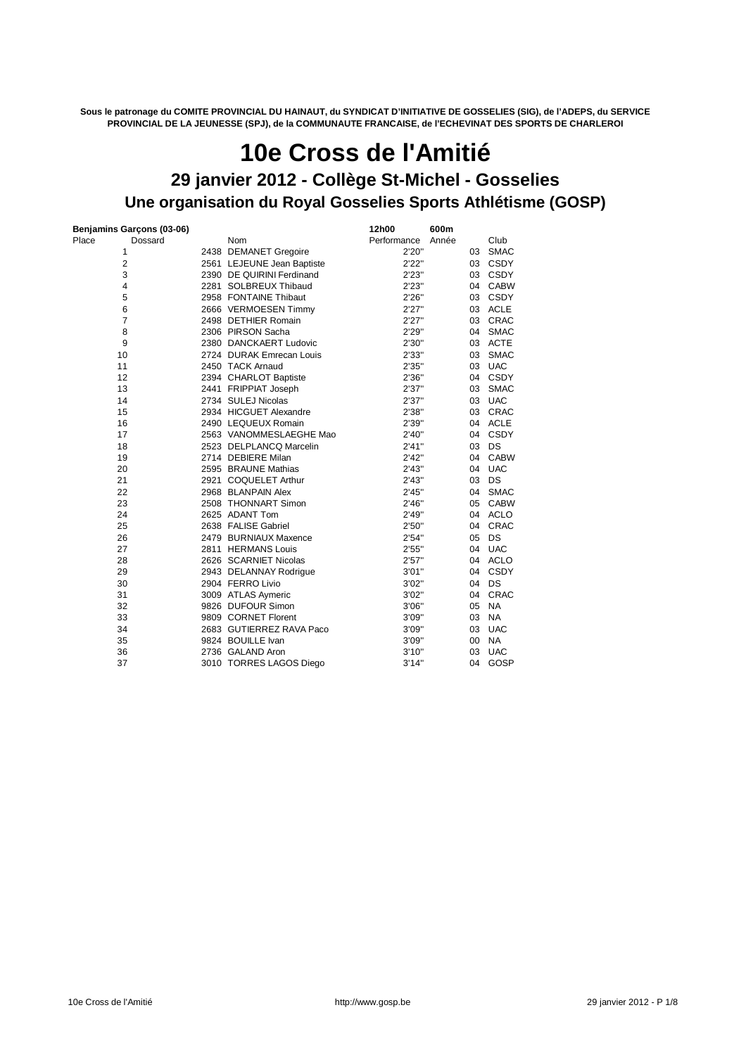**Sous le patronage du COMITE PROVINCIAL DU HAINAUT, du SYNDICAT D'INITIATIVE DE GOSSELIES (SIG), de l'ADEPS, du SERVICE PROVINCIAL DE LA JEUNESSE (SPJ), de la COMMUNAUTE FRANCAISE, de l'ECHEVINAT DES SPORTS DE CHARLEROI**

# 10e Cross de l'Amitié

## 29 janvier 2012 - Collège St-Michel - Gosselies

## Une organisation du Royal Gosselies Sports Athlétisme (GOSP)

| **Benjamins Garçons (03-06)** | | | **12h00** | **600m** | |
|---|---|---|---|---|---|
| Place | Dossard | Nom | Performance | Année | Club |
| 1 | 2438 | DEMANET Gregoire | 2'20" | 03 | SMAC |
| 2 | 2561 | LEJEUNE Jean Baptiste | 2'22" | 03 | CSDY |
| 3 | 2390 | DE QUIRINI Ferdinand | 2'23" | 03 | CSDY |
| 4 | 2281 | SOLBREUX Thibaud | 2'23" | 04 | CABW |
| 5 | 2958 | FONTAINE Thibaut | 2'26" | 03 | CSDY |
| 6 | 2666 | VERMOESEN Timmy | 2'27" | 03 | ACLE |
| 7 | 2498 | DETHIER Romain | 2'27" | 03 | CRAC |
| 8 | 2306 | PIRSON Sacha | 2'29" | 04 | SMAC |
| 9 | 2380 | DANCKAERT Ludovic | 2'30" | 03 | ACTE |
| 10 | 2724 | DURAK Emrecan Louis | 2'33" | 03 | SMAC |
| 11 | 2450 | TACK Arnaud | 2'35" | 03 | UAC |
| 12 | 2394 | CHARLOT Baptiste | 2'36" | 04 | CSDY |
| 13 | 2441 | FRIPPIAT Joseph | 2'37" | 03 | SMAC |
| 14 | 2734 | SULEJ Nicolas | 2'37" | 03 | UAC |
| 15 | 2934 | HICGUET Alexandre | 2'38" | 03 | CRAC |
| 16 | 2490 | LEQUEUX Romain | 2'39" | 04 | ACLE |
| 17 | 2563 | VANOMMESLAEGHE Mao | 2'40" | 04 | CSDY |
| 18 | 2523 | DELPLANCQ Marcelin | 2'41" | 03 | DS |
| 19 | 2714 | DEBIERE Milan | 2'42" | 04 | CABW |
| 20 | 2595 | BRAUNE Mathias | 2'43" | 04 | UAC |
| 21 | 2921 | COQUELET Arthur | 2'43" | 03 | DS |
| 22 | 2968 | BLANPAIN Alex | 2'45" | 04 | SMAC |
| 23 | 2508 | THONNART Simon | 2'46" | 05 | CABW |
| 24 | 2625 | ADANT Tom | 2'49" | 04 | ACLO |
| 25 | 2638 | FALISE Gabriel | 2'50" | 04 | CRAC |
| 26 | 2479 | BURNIAUX Maxence | 2'54" | 05 | DS |
| 27 | 2811 | HERMANS Louis | 2'55" | 04 | UAC |
| 28 | 2626 | SCARNIET Nicolas | 2'57" | 04 | ACLO |
| 29 | 2943 | DELANNAY Rodrigue | 3'01" | 04 | CSDY |
| 30 | 2904 | FERRO Livio | 3'02" | 04 | DS |
| 31 | 3009 | ATLAS Aymeric | 3'02" | 04 | CRAC |
| 32 | 9826 | DUFOUR Simon | 3'06" | 05 | NA |
| 33 | 9809 | CORNET Florent | 3'09" | 03 | NA |
| 34 | 2683 | GUTIERREZ RAVA Paco | 3'09" | 03 | UAC |
| 35 | 9824 | BOUILLE Ivan | 3'09" | 00 | NA |
| 36 | 2736 | GALAND Aron | 3'10" | 03 | UAC |
| 37 | 3010 | TORRES LAGOS Diego | 3'14" | 04 | GOSP |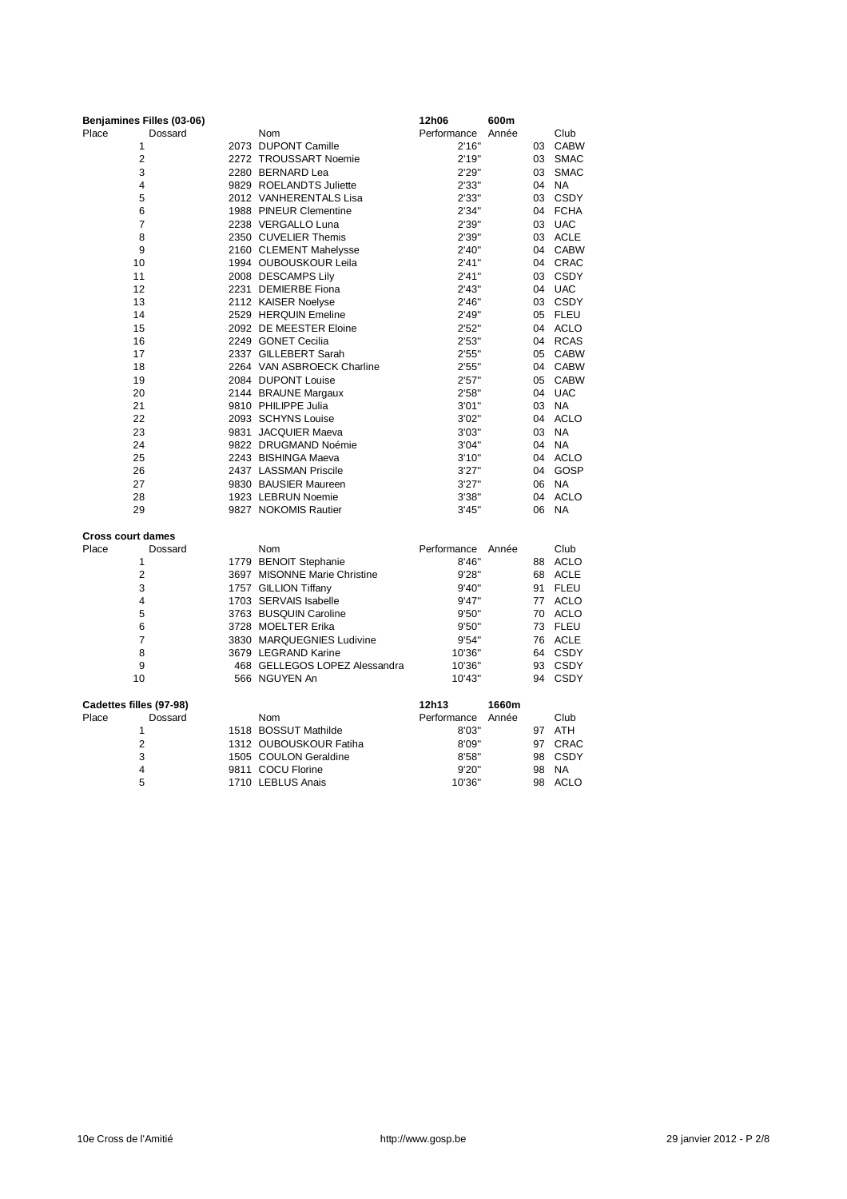### Benjamines Filles (03-06)

12h06 — 600m

| Place | Dossard | Nom | Performance | Année | Club |
|---|---|---|---|---|---|
| 1 | 2073 | DUPONT Camille | 2'16" | 03 | CABW |
| 2 | 2272 | TROUSSART Noemie | 2'19" | 03 | SMAC |
| 3 | 2280 | BERNARD Lea | 2'29" | 03 | SMAC |
| 4 | 9829 | ROELANDTS Juliette | 2'33" | 04 | NA |
| 5 | 2012 | VANHERENTALS Lisa | 2'33" | 03 | CSDY |
| 6 | 1988 | PINEUR Clementine | 2'34" | 04 | FCHA |
| 7 | 2238 | VERGALLO Luna | 2'39" | 03 | UAC |
| 8 | 2350 | CUVELIER Themis | 2'39" | 03 | ACLE |
| 9 | 2160 | CLEMENT Mahelysse | 2'40" | 04 | CABW |
| 10 | 1994 | OUBOUSKOUR Leila | 2'41" | 04 | CRAC |
| 11 | 2008 | DESCAMPS Lily | 2'41" | 03 | CSDY |
| 12 | 2231 | DEMIERBE Fiona | 2'43" | 04 | UAC |
| 13 | 2112 | KAISER Noelyse | 2'46" | 03 | CSDY |
| 14 | 2529 | HERQUIN Emeline | 2'49" | 05 | FLEU |
| 15 | 2092 | DE MEESTER Eloine | 2'52" | 04 | ACLO |
| 16 | 2249 | GONET Cecilia | 2'53" | 04 | RCAS |
| 17 | 2337 | GILLEBERT Sarah | 2'55" | 05 | CABW |
| 18 | 2264 | VAN ASBROECK Charline | 2'55" | 04 | CABW |
| 19 | 2084 | DUPONT Louise | 2'57" | 05 | CABW |
| 20 | 2144 | BRAUNE Margaux | 2'58" | 04 | UAC |
| 21 | 9810 | PHILIPPE Julia | 3'01" | 03 | NA |
| 22 | 2093 | SCHYNS Louise | 3'02" | 04 | ACLO |
| 23 | 9831 | JACQUIER Maeva | 3'03" | 03 | NA |
| 24 | 9822 | DRUGMAND Noémie | 3'04" | 04 | NA |
| 25 | 2243 | BISHINGA Maeva | 3'10" | 04 | ACLO |
| 26 | 2437 | LASSMAN Priscile | 3'27" | 04 | GOSP |
| 27 | 9830 | BAUSIER Maureen | 3'27" | 06 | NA |
| 28 | 1923 | LEBRUN Noemie | 3'38" | 04 | ACLO |
| 29 | 9827 | NOKOMIS Rautier | 3'45" | 06 | NA |

### Cross court dames

| Place | Dossard | Nom | Performance | Année | Club |
|---|---|---|---|---|---|
| 1 | 1779 | BENOIT Stephanie | 8'46" | 88 | ACLO |
| 2 | 3697 | MISONNE Marie Christine | 9'28" | 68 | ACLE |
| 3 | 1757 | GILLION Tiffany | 9'40" | 91 | FLEU |
| 4 | 1703 | SERVAIS Isabelle | 9'47" | 77 | ACLO |
| 5 | 3763 | BUSQUIN Caroline | 9'50" | 70 | ACLO |
| 6 | 3728 | MOELTER Erika | 9'50" | 73 | FLEU |
| 7 | 3830 | MARQUEGNIES Ludivine | 9'54" | 76 | ACLE |
| 8 | 3679 | LEGRAND Karine | 10'36" | 64 | CSDY |
| 9 | 468 | GELLEGOS LOPEZ Alessandra | 10'36" | 93 | CSDY |
| 10 | 566 | NGUYEN An | 10'43" | 94 | CSDY |

### Cadettes filles (97-98)

12h13 — 1660m

| Place | Dossard | Nom | Performance | Année | Club |
|---|---|---|---|---|---|
| 1 | 1518 | BOSSUT Mathilde | 8'03" | 97 | ATH |
| 2 | 1312 | OUBOUSKOUR Fatiha | 8'09" | 97 | CRAC |
| 3 | 1505 | COULON Geraldine | 8'58" | 98 | CSDY |
| 4 | 9811 | COCU Florine | 9'20" | 98 | NA |
| 5 | 1710 | LEBLUS Anais | 10'36" | 98 | ACLO |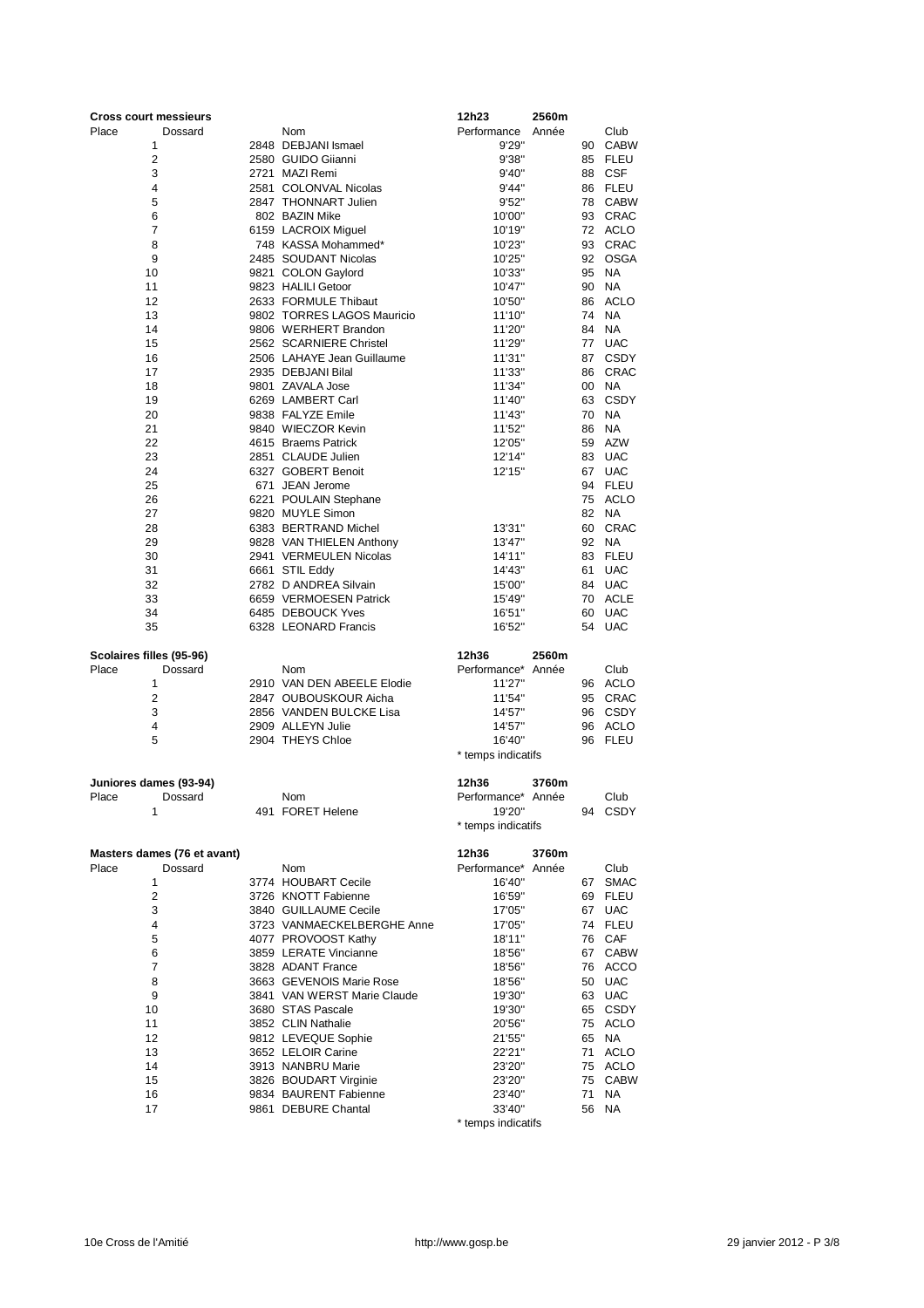## Cross court messieurs

12h23 — 2560m

| Place | Dossard | Nom | Performance | Année | Club |
|---|---|---|---|---|---|
| 1 | 2848 | DEBJANI Ismael | 9'29" | 90 | CABW |
| 2 | 2580 | GUIDO Giianni | 9'38" | 85 | FLEU |
| 3 | 2721 | MAZI Remi | 9'40" | 88 | CSF |
| 4 | 2581 | COLONVAL Nicolas | 9'44" | 86 | FLEU |
| 5 | 2847 | THONNART Julien | 9'52" | 78 | CABW |
| 6 | 802 | BAZIN Mike | 10'00" | 93 | CRAC |
| 7 | 6159 | LACROIX Miguel | 10'19" | 72 | ACLO |
| 8 | 748 | KASSA Mohammed* | 10'23" | 93 | CRAC |
| 9 | 2485 | SOUDANT Nicolas | 10'25" | 92 | OSGA |
| 10 | 9821 | COLON Gaylord | 10'33" | 95 | NA |
| 11 | 9823 | HALILI Getoor | 10'47" | 90 | NA |
| 12 | 2633 | FORMULE Thibaut | 10'50" | 86 | ACLO |
| 13 | 9802 | TORRES LAGOS Mauricio | 11'10" | 74 | NA |
| 14 | 9806 | WERHERT Brandon | 11'20" | 84 | NA |
| 15 | 2562 | SCARNIERE Christel | 11'29" | 77 | UAC |
| 16 | 2506 | LAHAYE Jean Guillaume | 11'31" | 87 | CSDY |
| 17 | 2935 | DEBJANI Bilal | 11'33" | 86 | CRAC |
| 18 | 9801 | ZAVALA Jose | 11'34" | 00 | NA |
| 19 | 6269 | LAMBERT Carl | 11'40" | 63 | CSDY |
| 20 | 9838 | FALYZE Emile | 11'43" | 70 | NA |
| 21 | 9840 | WIECZOR Kevin | 11'52" | 86 | NA |
| 22 | 4615 | Braems Patrick | 12'05" | 59 | AZW |
| 23 | 2851 | CLAUDE Julien | 12'14" | 83 | UAC |
| 24 | 6327 | GOBERT Benoit | 12'15" | 67 | UAC |
| 25 | 671 | JEAN Jerome | | 94 | FLEU |
| 26 | 6221 | POULAIN Stephane | | 75 | ACLO |
| 27 | 9820 | MUYLE Simon | | 82 | NA |
| 28 | 6383 | BERTRAND Michel | 13'31" | 60 | CRAC |
| 29 | 9828 | VAN THIELEN Anthony | 13'47" | 92 | NA |
| 30 | 2941 | VERMEULEN Nicolas | 14'11" | 83 | FLEU |
| 31 | 6661 | STIL Eddy | 14'43" | 61 | UAC |
| 32 | 2782 | D ANDREA Silvain | 15'00" | 84 | UAC |
| 33 | 6659 | VERMOESEN Patrick | 15'49" | 70 | ACLE |
| 34 | 6485 | DEBOUCK Yves | 16'51" | 60 | UAC |
| 35 | 6328 | LEONARD Francis | 16'52" | 54 | UAC |

## Scolaires filles (95-96)

12h36 — 2560m

| Place | Dossard | Nom | Performance* | Année | Club |
|---|---|---|---|---|---|
| 1 | 2910 | VAN DEN ABEELE Elodie | 11'27" | 96 | ACLO |
| 2 | 2847 | OUBOUSKOUR Aicha | 11'54" | 95 | CRAC |
| 3 | 2856 | VANDEN BULCKE Lisa | 14'57" | 96 | CSDY |
| 4 | 2909 | ALLEYN Julie | 14'57" | 96 | ACLO |
| 5 | 2904 | THEYS Chloe | 16'40" | 96 | FLEU |

\* temps indicatifs

## Juniores dames (93-94)

12h36 — 3760m

| Place | Dossard | Nom | Performance* | Année | Club |
|---|---|---|---|---|---|
| 1 | 491 | FORET Helene | 19'20" | 94 | CSDY |

\* temps indicatifs

## Masters dames (76 et avant)

12h36 — 3760m

| Place | Dossard | Nom | Performance* | Année | Club |
|---|---|---|---|---|---|
| 1 | 3774 | HOUBART Cecile | 16'40" | 67 | SMAC |
| 2 | 3726 | KNOTT Fabienne | 16'59" | 69 | FLEU |
| 3 | 3840 | GUILLAUME Cecile | 17'05" | 67 | UAC |
| 4 | 3723 | VANMAECKELBERGHE Anne | 17'05" | 74 | FLEU |
| 5 | 4077 | PROVOOST Kathy | 18'11" | 76 | CAF |
| 6 | 3859 | LERATE Vincianne | 18'56" | 67 | CABW |
| 7 | 3828 | ADANT France | 18'56" | 76 | ACCO |
| 8 | 3663 | GEVENOIS Marie Rose | 18'56" | 50 | UAC |
| 9 | 3841 | VAN WERST Marie Claude | 19'30" | 63 | UAC |
| 10 | 3680 | STAS Pascale | 19'30" | 65 | CSDY |
| 11 | 3852 | CLIN Nathalie | 20'56" | 75 | ACLO |
| 12 | 9812 | LEVEQUE Sophie | 21'55" | 65 | NA |
| 13 | 3652 | LELOIR Carine | 22'21" | 71 | ACLO |
| 14 | 3913 | NANBRU Marie | 23'20" | 75 | ACLO |
| 15 | 3826 | BOUDART Virginie | 23'20" | 75 | CABW |
| 16 | 9834 | BAURENT Fabienne | 23'40" | 71 | NA |
| 17 | 9861 | DEBURE Chantal | 33'40" | 56 | NA |

\* temps indicatifs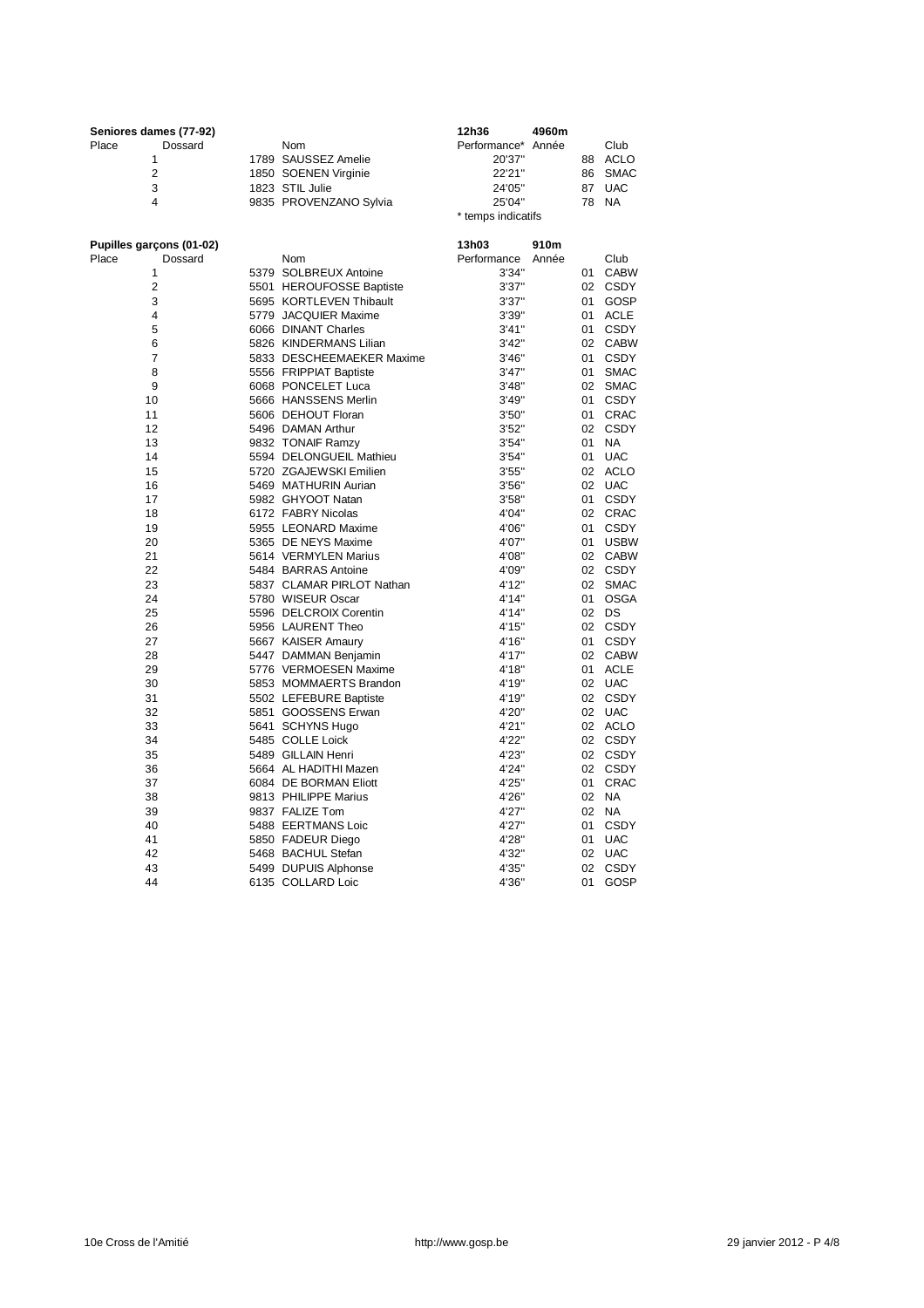## Seniores dames (77-92)

12h36 — 4960m

| Place | Dossard | Nom | Performance* | Année | Club |
|---|---|---|---|---|---|
| 1 | 1789 | SAUSSEZ Amelie | 20'37" | 88 | ACLO |
| 2 | 1850 | SOENEN Virginie | 22'21" | 86 | SMAC |
| 3 | 1823 | STIL Julie | 24'05" | 87 | UAC |
| 4 | 9835 | PROVENZANO Sylvia | 25'04" | 78 | NA |

\* temps indicatifs

## Pupilles garçons (01-02)

13h03 — 910m

| Place | Dossard | Nom | Performance | Année | Club |
|---|---|---|---|---|---|
| 1 | 5379 | SOLBREUX Antoine | 3'34" | 01 | CABW |
| 2 | 5501 | HEROUFOSSE Baptiste | 3'37" | 02 | CSDY |
| 3 | 5695 | KORTLEVEN Thibault | 3'37" | 01 | GOSP |
| 4 | 5779 | JACQUIER Maxime | 3'39" | 01 | ACLE |
| 5 | 6066 | DINANT Charles | 3'41" | 01 | CSDY |
| 6 | 5826 | KINDERMANS Lilian | 3'42" | 02 | CABW |
| 7 | 5833 | DESCHEEMAEKER Maxime | 3'46" | 01 | CSDY |
| 8 | 5556 | FRIPPIAT Baptiste | 3'47" | 01 | SMAC |
| 9 | 6068 | PONCELET Luca | 3'48" | 02 | SMAC |
| 10 | 5666 | HANSSENS Merlin | 3'49" | 01 | CSDY |
| 11 | 5606 | DEHOUT Floran | 3'50" | 01 | CRAC |
| 12 | 5496 | DAMAN Arthur | 3'52" | 02 | CSDY |
| 13 | 9832 | TONAIF Ramzy | 3'54" | 01 | NA |
| 14 | 5594 | DELONGUEIL Mathieu | 3'54" | 01 | UAC |
| 15 | 5720 | ZGAJEWSKI Emilien | 3'55" | 02 | ACLO |
| 16 | 5469 | MATHURIN Aurian | 3'56" | 02 | UAC |
| 17 | 5982 | GHYOOT Natan | 3'58" | 01 | CSDY |
| 18 | 6172 | FABRY Nicolas | 4'04" | 02 | CRAC |
| 19 | 5955 | LEONARD Maxime | 4'06" | 01 | CSDY |
| 20 | 5365 | DE NEYS Maxime | 4'07" | 01 | USBW |
| 21 | 5614 | VERMYLEN Marius | 4'08" | 02 | CABW |
| 22 | 5484 | BARRAS Antoine | 4'09" | 02 | CSDY |
| 23 | 5837 | CLAMAR PIRLOT Nathan | 4'12" | 02 | SMAC |
| 24 | 5780 | WISEUR Oscar | 4'14" | 01 | OSGA |
| 25 | 5596 | DELCROIX Corentin | 4'14" | 02 | DS |
| 26 | 5956 | LAURENT Theo | 4'15" | 02 | CSDY |
| 27 | 5667 | KAISER Amaury | 4'16" | 01 | CSDY |
| 28 | 5447 | DAMMAN Benjamin | 4'17" | 02 | CABW |
| 29 | 5776 | VERMOESEN Maxime | 4'18" | 01 | ACLE |
| 30 | 5853 | MOMMAERTS Brandon | 4'19" | 02 | UAC |
| 31 | 5502 | LEFEBURE Baptiste | 4'19" | 02 | CSDY |
| 32 | 5851 | GOOSSENS Erwan | 4'20" | 02 | UAC |
| 33 | 5641 | SCHYNS Hugo | 4'21" | 02 | ACLO |
| 34 | 5485 | COLLE Loick | 4'22" | 02 | CSDY |
| 35 | 5489 | GILLAIN Henri | 4'23" | 02 | CSDY |
| 36 | 5664 | AL HADITHI Mazen | 4'24" | 02 | CSDY |
| 37 | 6084 | DE BORMAN Eliott | 4'25" | 01 | CRAC |
| 38 | 9813 | PHILIPPE Marius | 4'26" | 02 | NA |
| 39 | 9837 | FALIZE Tom | 4'27" | 02 | NA |
| 40 | 5488 | EERTMANS Loic | 4'27" | 01 | CSDY |
| 41 | 5850 | FADEUR Diego | 4'28" | 01 | UAC |
| 42 | 5468 | BACHUL Stefan | 4'32" | 02 | UAC |
| 43 | 5499 | DUPUIS Alphonse | 4'35" | 02 | CSDY |
| 44 | 6135 | COLLARD Loic | 4'36" | 01 | GOSP |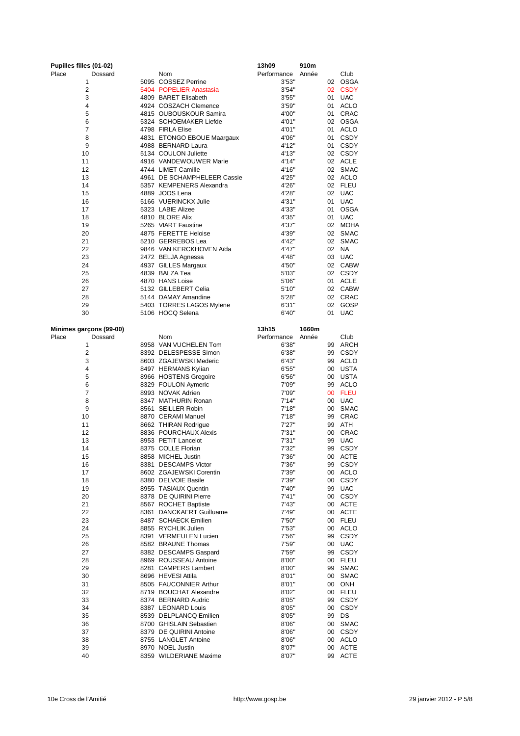**Pupilles filles (01-02)** 13h09 910m

| Place | Dossard | Nom | Performance | Année | Club |
|---|---|---|---|---|---|
| 1 | 5095 | COSSEZ Perrine | 3'53" | 02 | OSGA |
| 2 | 5404 | POPELIER Anastasia | 3'54" | 02 | CSDY |
| 3 | 4809 | BARET Elisabeth | 3'55" | 01 | UAC |
| 4 | 4924 | COSZACH Clemence | 3'59" | 01 | ACLO |
| 5 | 4815 | OUBOUSKOUR Samira | 4'00" | 01 | CRAC |
| 6 | 5324 | SCHOEMAKER Liefde | 4'01" | 02 | OSGA |
| 7 | 4798 | FIRLA Elise | 4'01" | 01 | ACLO |
| 8 | 4831 | ETONGO EBOUE Maargaux | 4'06" | 01 | CSDY |
| 9 | 4988 | BERNARD Laura | 4'12" | 01 | CSDY |
| 10 | 5134 | COULON Juliette | 4'13" | 02 | CSDY |
| 11 | 4916 | VANDEWOUWER Marie | 4'14" | 02 | ACLE |
| 12 | 4744 | LIMET Camille | 4'16" | 02 | SMAC |
| 13 | 4961 | DE SCHAMPHELEER Cassie | 4'25" | 02 | ACLO |
| 14 | 5357 | KEMPENERS Alexandra | 4'26" | 02 | FLEU |
| 15 | 4889 | JOOS Lena | 4'28" | 02 | UAC |
| 16 | 5166 | VUERINCKX Julie | 4'31" | 01 | UAC |
| 17 | 5323 | LABIE Alizee | 4'33" | 01 | OSGA |
| 18 | 4810 | BLORE Alix | 4'35" | 01 | UAC |
| 19 | 5265 | VIART Faustine | 4'37" | 02 | MOHA |
| 20 | 4875 | FERETTE Heloise | 4'39" | 02 | SMAC |
| 21 | 5210 | GERREBOS Lea | 4'42" | 02 | SMAC |
| 22 | 9846 | VAN KERCKHOVEN Aïda | 4'47" | 02 | NA |
| 23 | 2472 | BELJA Agnessa | 4'48" | 03 | UAC |
| 24 | 4937 | GILLES Margaux | 4'50" | 02 | CABW |
| 25 | 4839 | BALZA Tea | 5'03" | 02 | CSDY |
| 26 | 4870 | HANS Loise | 5'06" | 01 | ACLE |
| 27 | 5132 | GILLEBERT Celia | 5'10" | 02 | CABW |
| 28 | 5144 | DAMAY Amandine | 5'28" | 02 | CRAC |
| 29 | 5403 | TORRES LAGOS Mylene | 6'31" | 02 | GOSP |
| 30 | 5106 | HOCQ Selena | 6'40" | 01 | UAC |

**Minimes garçons (99-00)** 13h15 1660m

| Place | Dossard | Nom | Performance | Année | Club |
|---|---|---|---|---|---|
| 1 | 8958 | VAN VUCHELEN Tom | 6'38" | 99 | ARCH |
| 2 | 8392 | DELESPESSE Simon | 6'38" | 99 | CSDY |
| 3 | 8603 | ZGAJEWSKI Mederic | 6'43" | 99 | ACLO |
| 4 | 8497 | HERMANS Kylian | 6'55" | 00 | USTA |
| 5 | 8966 | HOSTENS Gregoire | 6'56" | 00 | USTA |
| 6 | 8329 | FOULON Aymeric | 7'09" | 99 | ACLO |
| 7 | 8993 | NOVAK Adrien | 7'09" | 00 | FLEU |
| 8 | 8347 | MATHURIN Ronan | 7'14" | 00 | UAC |
| 9 | 8561 | SEILLER Robin | 7'18" | 00 | SMAC |
| 10 | 8870 | CERAMI Manuel | 7'18" | 99 | CRAC |
| 11 | 8662 | THIRAN Rodrigue | 7'27" | 99 | ATH |
| 12 | 8836 | POURCHAUX Alexis | 7'31" | 00 | CRAC |
| 13 | 8953 | PETIT Lancelot | 7'31" | 99 | UAC |
| 14 | 8375 | COLLE Florian | 7'32" | 99 | CSDY |
| 15 | 8858 | MICHEL Justin | 7'36" | 00 | ACTE |
| 16 | 8381 | DESCAMPS Victor | 7'36" | 99 | CSDY |
| 17 | 8602 | ZGAJEWSKI Corentin | 7'39" | 00 | ACLO |
| 18 | 8380 | DELVOIE Basile | 7'39" | 00 | CSDY |
| 19 | 8955 | TASIAUX Quentin | 7'40" | 99 | UAC |
| 20 | 8378 | DE QUIRINI Pierre | 7'41" | 00 | CSDY |
| 21 | 8567 | ROCHET Baptiste | 7'43" | 00 | ACTE |
| 22 | 8361 | DANCKAERT Guilluame | 7'49" | 00 | ACTE |
| 23 | 8487 | SCHAECK Emilien | 7'50" | 00 | FLEU |
| 24 | 8855 | RYCHLIK Julien | 7'53" | 00 | ACLO |
| 25 | 8391 | VERMEULEN Lucien | 7'56" | 99 | CSDY |
| 26 | 8582 | BRAUNE Thomas | 7'59" | 00 | UAC |
| 27 | 8382 | DESCAMPS Gaspard | 7'59" | 99 | CSDY |
| 28 | 8969 | ROUSSEAU Antoine | 8'00" | 00 | FLEU |
| 29 | 8281 | CAMPERS Lambert | 8'00" | 99 | SMAC |
| 30 | 8696 | HEVESI Attila | 8'01" | 00 | SMAC |
| 31 | 8505 | FAUCONNIER Arthur | 8'01" | 00 | ONH |
| 32 | 8719 | BOUCHAT Alexandre | 8'02" | 00 | FLEU |
| 33 | 8374 | BERNARD Audric | 8'05" | 99 | CSDY |
| 34 | 8387 | LEONARD Louis | 8'05" | 00 | CSDY |
| 35 | 8539 | DELPLANCQ Emilien | 8'05" | 99 | DS |
| 36 | 8700 | GHISLAIN Sebastien | 8'06" | 00 | SMAC |
| 37 | 8379 | DE QUIRINI Antoine | 8'06" | 00 | CSDY |
| 38 | 8755 | LANGLET Antoine | 8'06" | 00 | ACLO |
| 39 | 8970 | NOEL Justin | 8'07" | 00 | ACTE |
| 40 | 8359 | WILDERIANE Maxime | 8'07" | 99 | ACTE |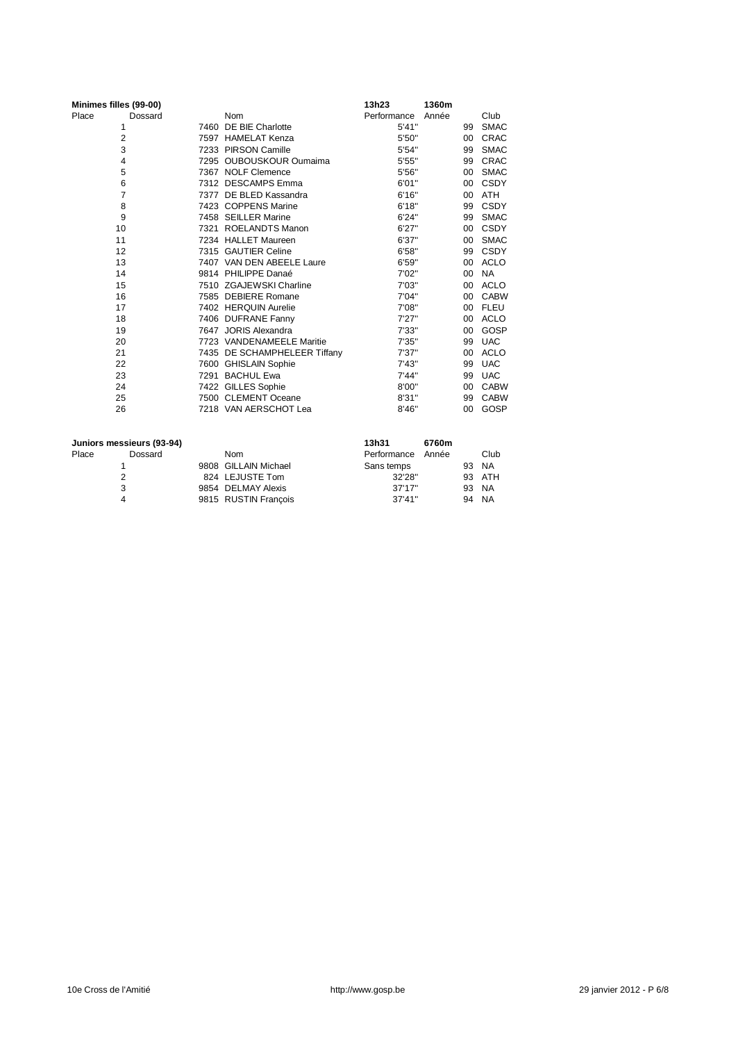**Minimes filles (99-00)** **13h23** **1360m**

| Place | Dossard | Nom | Performance | Année | Club |
|---|---|---|---|---|---|
| 1 | 7460 | DE BIE Charlotte | 5'41" | 99 | SMAC |
| 2 | 7597 | HAMELAT Kenza | 5'50" | 00 | CRAC |
| 3 | 7233 | PIRSON Camille | 5'54" | 99 | SMAC |
| 4 | 7295 | OUBOUSKOUR Oumaima | 5'55" | 99 | CRAC |
| 5 | 7367 | NOLF Clemence | 5'56" | 00 | SMAC |
| 6 | 7312 | DESCAMPS Emma | 6'01" | 00 | CSDY |
| 7 | 7377 | DE BLED Kassandra | 6'16" | 00 | ATH |
| 8 | 7423 | COPPENS Marine | 6'18" | 99 | CSDY |
| 9 | 7458 | SEILLER Marine | 6'24" | 99 | SMAC |
| 10 | 7321 | ROELANDTS Manon | 6'27" | 00 | CSDY |
| 11 | 7234 | HALLET Maureen | 6'37" | 00 | SMAC |
| 12 | 7315 | GAUTIER Celine | 6'58" | 99 | CSDY |
| 13 | 7407 | VAN DEN ABEELE Laure | 6'59" | 00 | ACLO |
| 14 | 9814 | PHILIPPE Danaé | 7'02" | 00 | NA |
| 15 | 7510 | ZGAJEWSKI Charline | 7'03" | 00 | ACLO |
| 16 | 7585 | DEBIERE Romane | 7'04" | 00 | CABW |
| 17 | 7402 | HERQUIN Aurelie | 7'08" | 00 | FLEU |
| 18 | 7406 | DUFRANE Fanny | 7'27" | 00 | ACLO |
| 19 | 7647 | JORIS Alexandra | 7'33" | 00 | GOSP |
| 20 | 7723 | VANDENAMEELE Maritie | 7'35" | 99 | UAC |
| 21 | 7435 | DE SCHAMPHELEER Tiffany | 7'37" | 00 | ACLO |
| 22 | 7600 | GHISLAIN Sophie | 7'43" | 99 | UAC |
| 23 | 7291 | BACHUL Ewa | 7'44" | 99 | UAC |
| 24 | 7422 | GILLES Sophie | 8'00" | 00 | CABW |
| 25 | 7500 | CLEMENT Oceane | 8'31" | 99 | CABW |
| 26 | 7218 | VAN AERSCHOT Lea | 8'46" | 00 | GOSP |

**Juniors messieurs (93-94)** **13h31** **6760m**

| Place | Dossard | Nom | Performance | Année | Club |
|---|---|---|---|---|---|
| 1 | 9808 | GILLAIN Michael | Sans temps | 93 | NA |
| 2 | 824 | LEJUSTE Tom | 32'28" | 93 | ATH |
| 3 | 9854 | DELMAY Alexis | 37'17" | 93 | NA |
| 4 | 9815 | RUSTIN François | 37'41" | 94 | NA |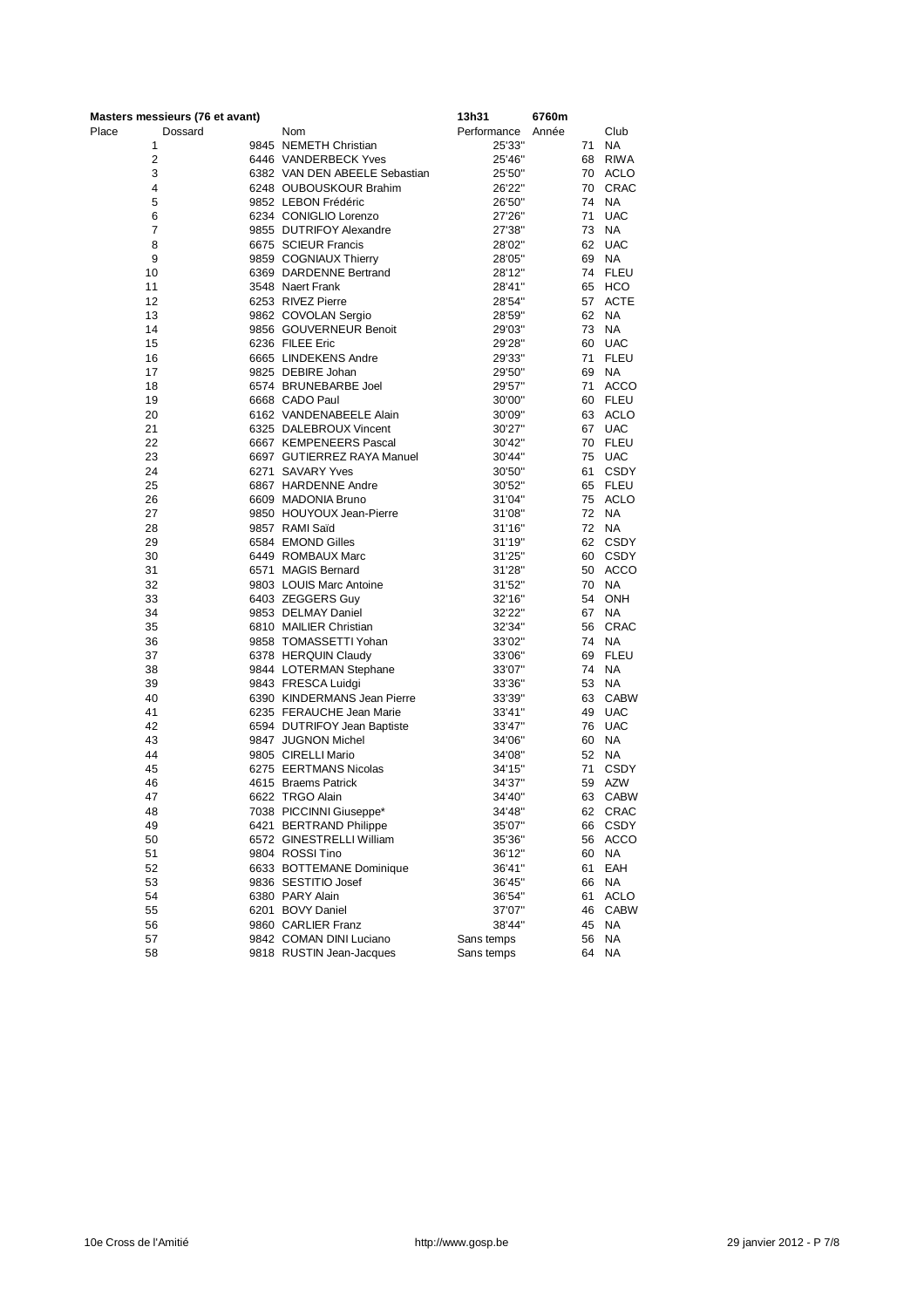**Masters messieurs (76 et avant)** **13h31** **6760m**

| Place | Dossard | Nom | Performance | Année | Club |
|---|---|---|---|---|---|
| 1 | 9845 | NEMETH Christian | 25'33" | 71 | NA |
| 2 | 6446 | VANDERBECK Yves | 25'46" | 68 | RIWA |
| 3 | 6382 | VAN DEN ABEELE Sebastian | 25'50" | 70 | ACLO |
| 4 | 6248 | OUBOUSKOUR Brahim | 26'22" | 70 | CRAC |
| 5 | 9852 | LEBON Frédéric | 26'50" | 74 | NA |
| 6 | 6234 | CONIGLIO Lorenzo | 27'26" | 71 | UAC |
| 7 | 9855 | DUTRIFOY Alexandre | 27'38" | 73 | NA |
| 8 | 6675 | SCIEUR Francis | 28'02" | 62 | UAC |
| 9 | 9859 | COGNIAUX Thierry | 28'05" | 69 | NA |
| 10 | 6369 | DARDENNE Bertrand | 28'12" | 74 | FLEU |
| 11 | 3548 | Naert Frank | 28'41" | 65 | HCO |
| 12 | 6253 | RIVEZ Pierre | 28'54" | 57 | ACTE |
| 13 | 9862 | COVOLAN Sergio | 28'59" | 62 | NA |
| 14 | 9856 | GOUVERNEUR Benoit | 29'03" | 73 | NA |
| 15 | 6236 | FILEE Eric | 29'28" | 60 | UAC |
| 16 | 6665 | LINDEKENS Andre | 29'33" | 71 | FLEU |
| 17 | 9825 | DEBIRE Johan | 29'50" | 69 | NA |
| 18 | 6574 | BRUNEBARBE Joel | 29'57" | 71 | ACCO |
| 19 | 6668 | CADO Paul | 30'00" | 60 | FLEU |
| 20 | 6162 | VANDENABEELE Alain | 30'09" | 63 | ACLO |
| 21 | 6325 | DALEBROUX Vincent | 30'27" | 67 | UAC |
| 22 | 6667 | KEMPENEERS Pascal | 30'42" | 70 | FLEU |
| 23 | 6697 | GUTIERREZ RAYA Manuel | 30'44" | 75 | UAC |
| 24 | 6271 | SAVARY Yves | 30'50" | 61 | CSDY |
| 25 | 6867 | HARDENNE Andre | 30'52" | 65 | FLEU |
| 26 | 6609 | MADONIA Bruno | 31'04" | 75 | ACLO |
| 27 | 9850 | HOUYOUX Jean-Pierre | 31'08" | 72 | NA |
| 28 | 9857 | RAMI Saïd | 31'16" | 72 | NA |
| 29 | 6584 | EMOND Gilles | 31'19" | 62 | CSDY |
| 30 | 6449 | ROMBAUX Marc | 31'25" | 60 | CSDY |
| 31 | 6571 | MAGIS Bernard | 31'28" | 50 | ACCO |
| 32 | 9803 | LOUIS Marc Antoine | 31'52" | 70 | NA |
| 33 | 6403 | ZEGGERS Guy | 32'16" | 54 | ONH |
| 34 | 9853 | DELMAY Daniel | 32'22" | 67 | NA |
| 35 | 6810 | MAILIER Christian | 32'34" | 56 | CRAC |
| 36 | 9858 | TOMASSETTI Yohan | 33'02" | 74 | NA |
| 37 | 6378 | HERQUIN Claudy | 33'06" | 69 | FLEU |
| 38 | 9844 | LOTERMAN Stephane | 33'07" | 74 | NA |
| 39 | 9843 | FRESCA Luidgi | 33'36" | 53 | NA |
| 40 | 6390 | KINDERMANS Jean Pierre | 33'39" | 63 | CABW |
| 41 | 6235 | FERAUCHE Jean Marie | 33'41" | 49 | UAC |
| 42 | 6594 | DUTRIFOY Jean Baptiste | 33'47" | 76 | UAC |
| 43 | 9847 | JUGNON Michel | 34'06" | 60 | NA |
| 44 | 9805 | CIRELLI Mario | 34'08" | 52 | NA |
| 45 | 6275 | EERTMANS Nicolas | 34'15" | 71 | CSDY |
| 46 | 4615 | Braems Patrick | 34'37" | 59 | AZW |
| 47 | 6622 | TRGO Alain | 34'40" | 63 | CABW |
| 48 | 7038 | PICCINNI Giuseppe* | 34'48" | 62 | CRAC |
| 49 | 6421 | BERTRAND Philippe | 35'07" | 66 | CSDY |
| 50 | 6572 | GINESTRELLI William | 35'36" | 56 | ACCO |
| 51 | 9804 | ROSSI Tino | 36'12" | 60 | NA |
| 52 | 6633 | BOTTEMANE Dominique | 36'41" | 61 | EAH |
| 53 | 9836 | SESTITIO Josef | 36'45" | 66 | NA |
| 54 | 6380 | PARY Alain | 36'54" | 61 | ACLO |
| 55 | 6201 | BOVY Daniel | 37'07" | 46 | CABW |
| 56 | 9860 | CARLIER Franz | 38'44" | 45 | NA |
| 57 | 9842 | COMAN DINI Luciano | Sans temps | 56 | NA |
| 58 | 9818 | RUSTIN Jean-Jacques | Sans temps | 64 | NA |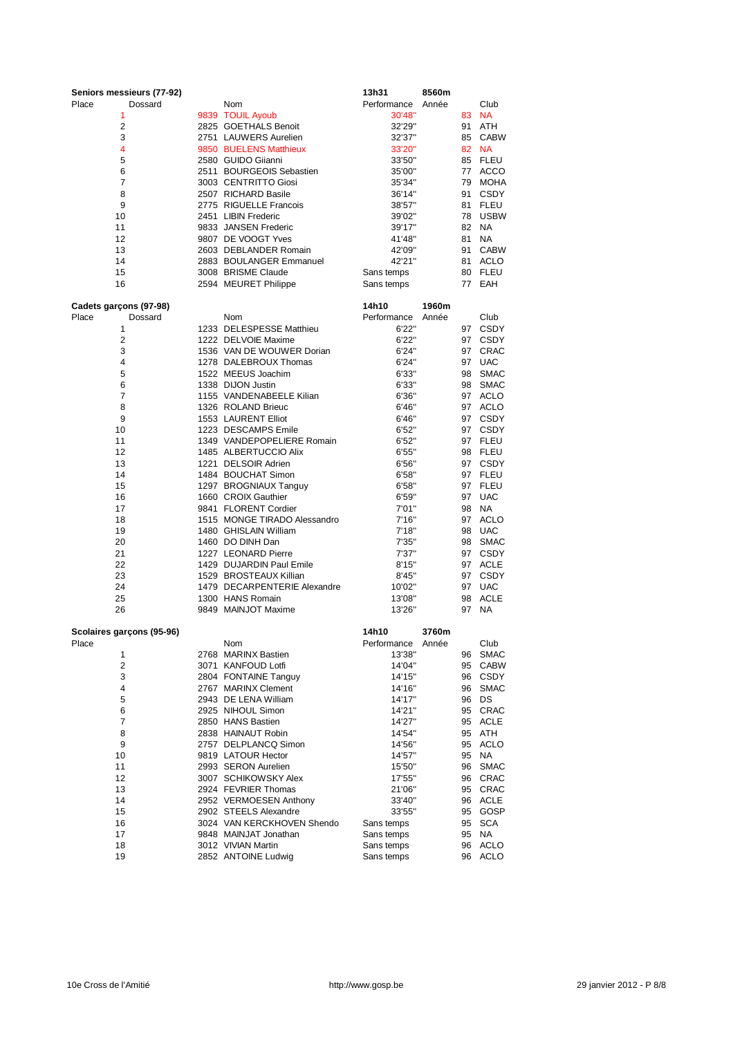**Seniors messieurs (77-92)** — 13h31 — 8560m

| Place | Dossard | Nom | Performance | Année | Club |
|---|---|---|---|---|---|
| 1 | 9839 | TOUIL Ayoub | 30'48" | 83 | NA |
| 2 | 2825 | GOETHALS Benoit | 32'29" | 91 | ATH |
| 3 | 2751 | LAUWERS Aurelien | 32'37" | 85 | CABW |
| 4 | 9850 | BUELENS Matthieux | 33'20" | 82 | NA |
| 5 | 2580 | GUIDO Giianni | 33'50" | 85 | FLEU |
| 6 | 2511 | BOURGEOIS Sebastien | 35'00" | 77 | ACCO |
| 7 | 3003 | CENTRITTO Giosi | 35'34" | 79 | MOHA |
| 8 | 2507 | RICHARD Basile | 36'14" | 91 | CSDY |
| 9 | 2775 | RIGUELLE Francois | 38'57" | 81 | FLEU |
| 10 | 2451 | LIBIN Frederic | 39'02" | 78 | USBW |
| 11 | 9833 | JANSEN Frederic | 39'17" | 82 | NA |
| 12 | 9807 | DE VOOGT Yves | 41'48" | 81 | NA |
| 13 | 2603 | DEBLANDER Romain | 42'09" | 91 | CABW |
| 14 | 2883 | BOULANGER Emmanuel | 42'21" | 81 | ACLO |
| 15 | 3008 | BRISME Claude | Sans temps | 80 | FLEU |
| 16 | 2594 | MEURET Philippe | Sans temps | 77 | EAH |

**Cadets garçons (97-98)** — 14h10 — 1960m

| Place | Dossard | Nom | Performance | Année | Club |
|---|---|---|---|---|---|
| 1 | 1233 | DELESPESSE Matthieu | 6'22" | 97 | CSDY |
| 2 | 1222 | DELVOIE Maxime | 6'22" | 97 | CSDY |
| 3 | 1536 | VAN DE WOUWER Dorian | 6'24" | 97 | CRAC |
| 4 | 1278 | DALEBROUX Thomas | 6'24" | 97 | UAC |
| 5 | 1522 | MEEUS Joachim | 6'33" | 98 | SMAC |
| 6 | 1338 | DIJON Justin | 6'33" | 98 | SMAC |
| 7 | 1155 | VANDENABEELE Kilian | 6'36" | 97 | ACLO |
| 8 | 1326 | ROLAND Brieuc | 6'46" | 97 | ACLO |
| 9 | 1553 | LAURENT Elliot | 6'46" | 97 | CSDY |
| 10 | 1223 | DESCAMPS Emile | 6'52" | 97 | CSDY |
| 11 | 1349 | VANDEPOPELIERE Romain | 6'52" | 97 | FLEU |
| 12 | 1485 | ALBERTUCCIO Alix | 6'55" | 98 | FLEU |
| 13 | 1221 | DELSOIR Adrien | 6'56" | 97 | CSDY |
| 14 | 1484 | BOUCHAT Simon | 6'58" | 97 | FLEU |
| 15 | 1297 | BROGNIAUX Tanguy | 6'58" | 97 | FLEU |
| 16 | 1660 | CROIX Gauthier | 6'59" | 97 | UAC |
| 17 | 9841 | FLORENT Cordier | 7'01" | 98 | NA |
| 18 | 1515 | MONGE TIRADO Alessandro | 7'16" | 97 | ACLO |
| 19 | 1480 | GHISLAIN William | 7'18" | 98 | UAC |
| 20 | 1460 | DO DINH Dan | 7'35" | 98 | SMAC |
| 21 | 1227 | LEONARD Pierre | 7'37" | 97 | CSDY |
| 22 | 1429 | DUJARDIN Paul Emile | 8'15" | 97 | ACLE |
| 23 | 1529 | BROSTEAUX Killian | 8'45" | 97 | CSDY |
| 24 | 1479 | DECARPENTERIE Alexandre | 10'02" | 97 | UAC |
| 25 | 1300 | HANS Romain | 13'08" | 98 | ACLE |
| 26 | 9849 | MAINJOT Maxime | 13'26" | 97 | NA |

**Scolaires garçons (95-96)** — 14h10 — 3760m

| Place | Nom | Performance | Année | Club |
|---|---|---|---|---|
| 1 | 2768 MARINX Bastien | 13'38" | 96 | SMAC |
| 2 | 3071 KANFOUD Lotfi | 14'04" | 95 | CABW |
| 3 | 2804 FONTAINE Tanguy | 14'15" | 96 | CSDY |
| 4 | 2767 MARINX Clement | 14'16" | 96 | SMAC |
| 5 | 2943 DE LENA William | 14'17" | 96 | DS |
| 6 | 2925 NIHOUL Simon | 14'21" | 95 | CRAC |
| 7 | 2850 HANS Bastien | 14'27" | 95 | ACLE |
| 8 | 2838 HAINAUT Robin | 14'54" | 95 | ATH |
| 9 | 2757 DELPLANCQ Simon | 14'56" | 95 | ACLO |
| 10 | 9819 LATOUR Hector | 14'57" | 95 | NA |
| 11 | 2993 SERON Aurelien | 15'50" | 96 | SMAC |
| 12 | 3007 SCHIKOWSKY Alex | 17'55" | 96 | CRAC |
| 13 | 2924 FEVRIER Thomas | 21'06" | 95 | CRAC |
| 14 | 2952 VERMOESEN Anthony | 33'40" | 96 | ACLE |
| 15 | 2902 STEELS Alexandre | 33'55" | 95 | GOSP |
| 16 | 3024 VAN KERCKHOVEN Shendo | Sans temps | 95 | SCA |
| 17 | 9848 MAINJAT Jonathan | Sans temps | 95 | NA |
| 18 | 3012 VIVIAN Martin | Sans temps | 96 | ACLO |
| 19 | 2852 ANTOINE Ludwig | Sans temps | 96 | ACLO |